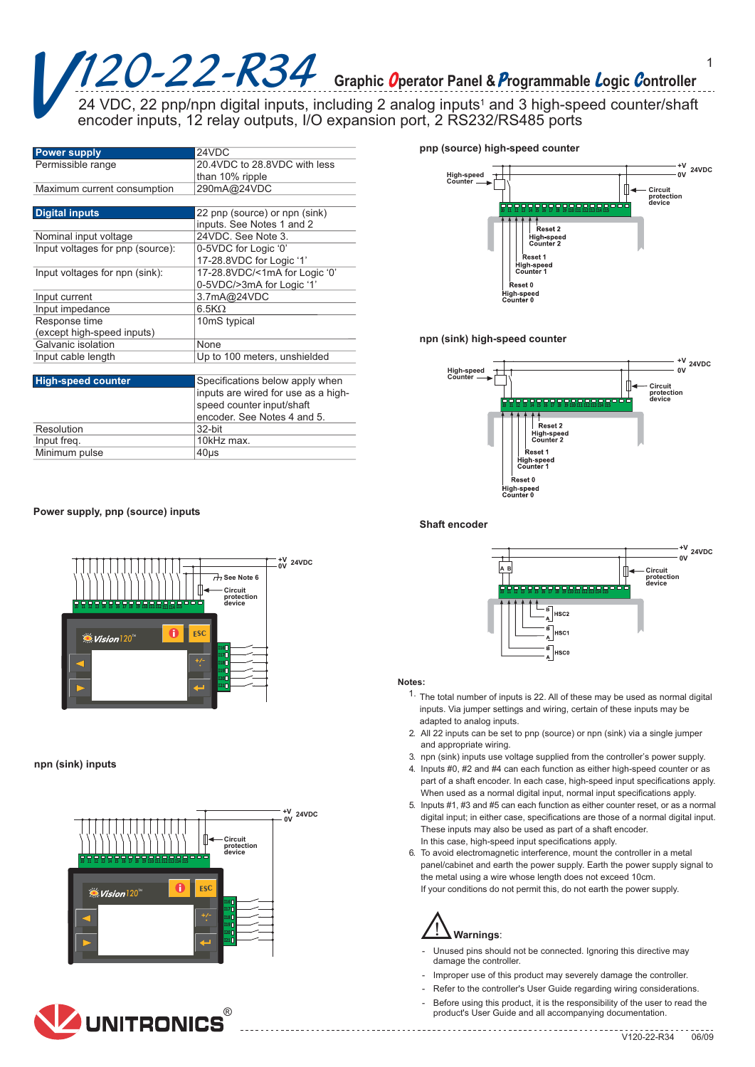# V120-22-R34

## Graphic Operator Panel & Programmable Logic Controller

24 VDC, 22 pnp/npn digital inputs, including 2 analog inputs[1] and 3 high-speed counter/shaft encoder inputs, 12 relay outputs, I/O expansion port, 2 RS232/RS485 ports

| **Power supply** | 24VDC |
|---|---|
| Permissible range | 20.4VDC to 28.8VDC with less than 10% ripple |
| Maximum current consumption | 290mA@24VDC |

| **Digital inputs** | 22 pnp (source) or npn (sink) inputs. See Notes 1 and 2 |
|---|---|
| Nominal input voltage | 24VDC. See Note 3. |
| Input voltages for pnp (source): | 0-5VDC for Logic '0'<br>17-28.8VDC for Logic '1' |
| Input voltages for npn (sink): | 17-28.8VDC/<1mA for Logic '0'<br>0-5VDC/>3mA for Logic '1' |
| Input current | 3.7mA@24VDC |
| Input impedance | 6.5KΩ |
| Response time<br>(except high-speed inputs) | 10mS typical |
| Galvanic isolation | None |
| Input cable length | Up to 100 meters, unshielded |

| **High-speed counter** | Specifications below apply when inputs are wired for use as a high-speed counter input/shaft encoder. See Notes 4 and 5. |
|---|---|
| Resolution | 32-bit |
| Input freq. | 10kHz max. |
| Minimum pulse | 40μs |

**Power supply, pnp (source) inputs**

**npn (sink) inputs**

**pnp (source) high-speed counter**

**npn (sink) high-speed counter**

**Shaft encoder**

**Notes:**

1. The total number of inputs is 22. All of these may be used as normal digital inputs. Via jumper settings and wiring, certain of these inputs may be adapted to analog inputs.
2. All 22 inputs can be set to pnp (source) or npn (sink) via a single jumper and appropriate wiring.
3. npn (sink) inputs use voltage supplied from the controller's power supply.
4. Inputs #0, #2 and #4 can each function as either high-speed counter or as part of a shaft encoder. In each case, high-speed input specifications apply. When used as a normal digital input, normal input specifications apply.
5. Inputs #1, #3 and #5 can each function as either counter reset, or as a normal digital input; in either case, specifications are those of a normal digital input. These inputs may also be used as part of a shaft encoder. In this case, high-speed input specifications apply.
6. To avoid electromagnetic interference, mount the controller in a metal panel/cabinet and earth the power supply. Earth the power supply signal to the metal using a wire whose length does not exceed 10cm. If your conditions do not permit this, do not earth the power supply.

**Warnings**:

- Unused pins should not be connected. Ignoring this directive may damage the controller.
- Improper use of this product may severely damage the controller.
- Refer to the controller's User Guide regarding wiring considerations.
- Before using this product, it is the responsibility of the user to read the product's User Guide and all accompanying documentation.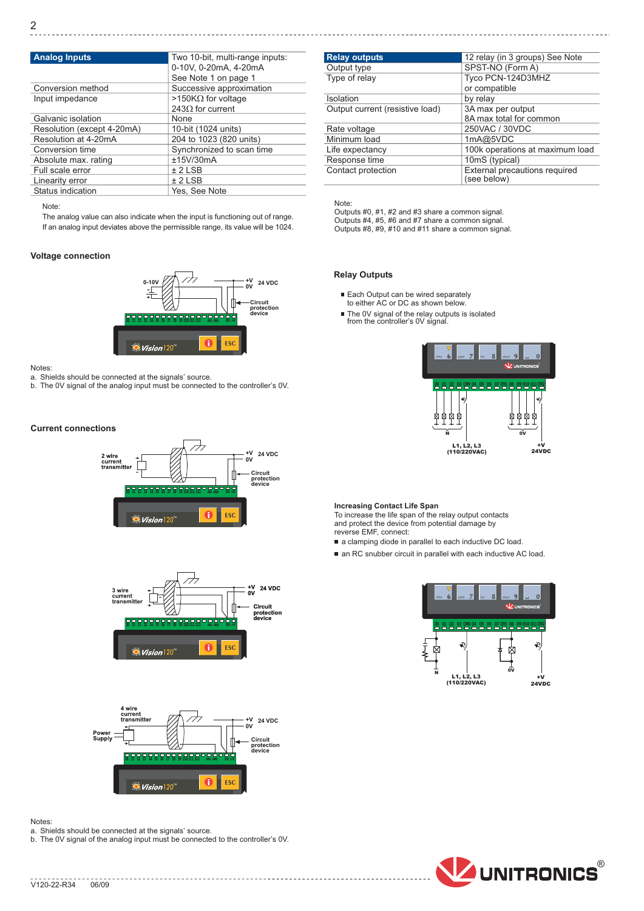| Analog Inputs | Two 10-bit, multi-range inputs: 0-10V, 0-20mA, 4-20mA See Note 1 on page 1 |
|---|---|
| Conversion method | Successive approximation |
| Input impedance | >150KΩ for voltage 243Ω for current |
| Galvanic isolation | None |
| Resolution (except 4-20mA) | 10-bit (1024 units) |
| Resolution at 4-20mA | 204 to 1023 (820 units) |
| Conversion time | Synchronized to scan time |
| Absolute max. rating | ±15V/30mA |
| Full scale error | ± 2 LSB |
| Linearity error | ± 2 LSB |
| Status indication | Yes, See Note |

Note:
The analog value can also indicate when the input is functioning out of range.
If an analog input deviates above the permissible range, its value will be 1024.

### Voltage connection

Notes:
a. Shields should be connected at the signals' source.
b. The 0V signal of the analog input must be connected to the controller's 0V.

### Current connections

Notes:
a. Shields should be connected at the signals' source.
b. The 0V signal of the analog input must be connected to the controller's 0V.

| Relay outputs | 12 relay (in 3 groups) See Note |
|---|---|
| Output type | SPST-NO (Form A) |
| Type of relay | Tyco PCN-124D3MHZ or compatible |
| Isolation | by relay |
| Output current (resistive load) | 3A max per output 8A max total for common |
| Rate voltage | 250VAC / 30VDC |
| Minimum load | 1mA@5VDC |
| Life expectancy | 100k operations at maximum load |
| Response time | 10mS (typical) |
| Contact protection | External precautions required (see below) |

Note:
Outputs #0, #1, #2 and #3 share a common signal.
Outputs #4, #5, #6 and #7 share a common signal.
Outputs #8, #9, #10 and #11 share a common signal.

### Relay Outputs

- Each Output can be wired separately to either AC or DC as shown below.
- The 0V signal of the relay outputs is isolated from the controller's 0V signal.

### Increasing Contact Life Span

To increase the life span of the relay output contacts and protect the device from potential damage by reverse EMF, connect:

- a clamping diode in parallel to each inductive DC load.
- an RC snubber circuit in parallel with each inductive AC load.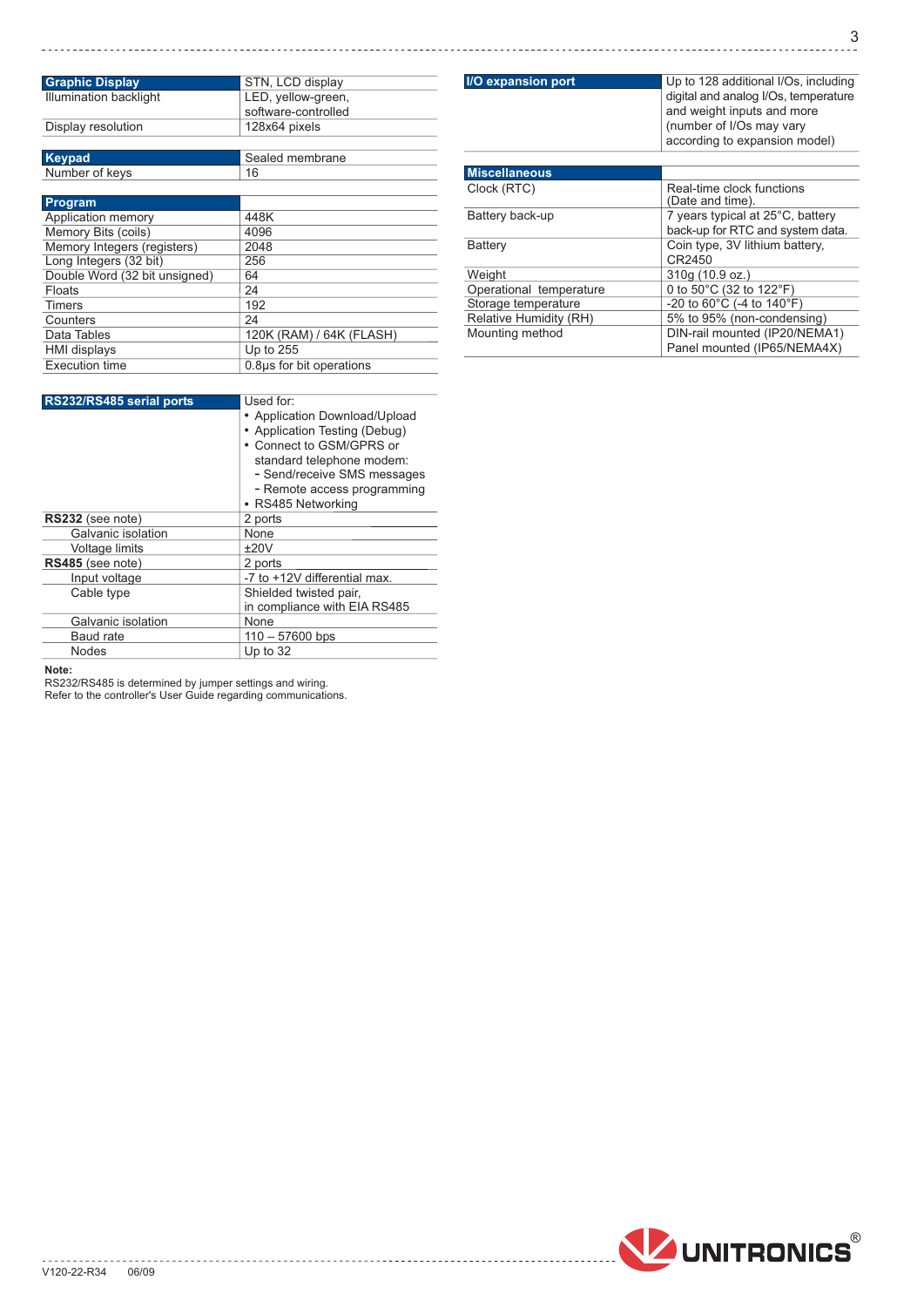| Graphic Display | STN, LCD display |
|---|---|
| Illumination backlight | LED, yellow-green, software-controlled |
| Display resolution | 128x64 pixels |

| Keypad | Sealed membrane |
|---|---|
| Number of keys | 16 |

| Program | |
|---|---|
| Application memory | 448K |
| Memory Bits (coils) | 4096 |
| Memory Integers (registers) | 2048 |
| Long Integers (32 bit) | 256 |
| Double Word (32 bit unsigned) | 64 |
| Floats | 24 |
| Timers | 192 |
| Counters | 24 |
| Data Tables | 120K (RAM) / 64K (FLASH) |
| HMI displays | Up to 255 |
| Execution time | 0.8µs for bit operations |

| RS232/RS485 serial ports | Used for:<br>• Application Download/Upload<br>• Application Testing (Debug)<br>• Connect to GSM/GPRS or standard telephone modem:<br>- Send/receive SMS messages<br>- Remote access programming<br>• RS485 Networking |
|---|---|
| **RS232** (see note) | 2 ports |
| Galvanic isolation | None |
| Voltage limits | ±20V |
| **RS485** (see note) | 2 ports |
| Input voltage | -7 to +12V differential max. |
| Cable type | Shielded twisted pair, in compliance with EIA RS485 |
| Galvanic isolation | None |
| Baud rate | 110 – 57600 bps |
| Nodes | Up to 32 |

**Note:**
RS232/RS485 is determined by jumper settings and wiring.
Refer to the controller's User Guide regarding communications.

| I/O expansion port | Up to 128 additional I/Os, including digital and analog I/Os, temperature and weight inputs and more (number of I/Os may vary according to expansion model) |
|---|---|

| Miscellaneous | |
|---|---|
| Clock (RTC) | Real-time clock functions (Date and time). |
| Battery back-up | 7 years typical at 25°C, battery back-up for RTC and system data. |
| Battery | Coin type, 3V lithium battery, CR2450 |
| Weight | 310g (10.9 oz.) |
| Operational temperature | 0 to 50°C (32 to 122°F) |
| Storage temperature | -20 to 60°C (-4 to 140°F) |
| Relative Humidity (RH) | 5% to 95% (non-condensing) |
| Mounting method | DIN-rail mounted (IP20/NEMA1)<br>Panel mounted (IP65/NEMA4X) |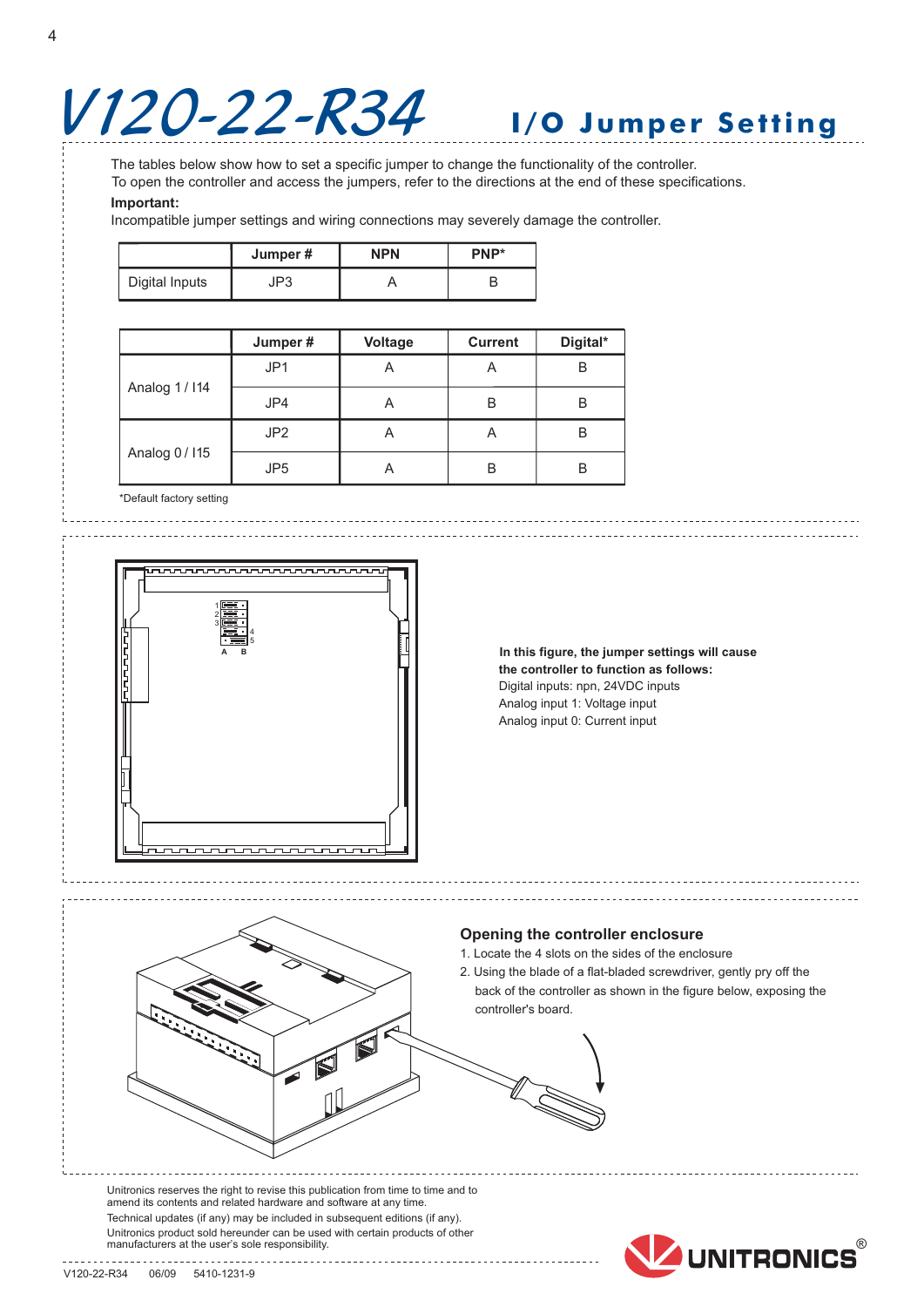# V120-22-R34 I/O Jumper Setting

The tables below show how to set a specific jumper to change the functionality of the controller.
To open the controller and access the jumpers, refer to the directions at the end of these specifications.

**Important:**
Incompatible jumper settings and wiring connections may severely damage the controller.

| | Jumper # | NPN | PNP* |
|---|---|---|---|
| Digital Inputs | JP3 | A | B |

| | Jumper # | Voltage | Current | Digital* |
|---|---|---|---|---|
| Analog 1 / I14 | JP1 | A | A | B |
| | JP4 | A | B | B |
| Analog 0 / I15 | JP2 | A | A | B |
| | JP5 | A | B | B |

*Default factory setting

1
2
3
4
5
A B

**In this figure, the jumper settings will cause the controller to function as follows:**
Digital inputs: npn, 24VDC inputs
Analog input 1: Voltage input
Analog input 0: Current input

## Opening the controller enclosure

1. Locate the 4 slots on the sides of the enclosure
2. Using the blade of a flat-bladed screwdriver, gently pry off the back of the controller as shown in the figure below, exposing the controller's board.

Unitronics reserves the right to revise this publication from time to time and to amend its contents and related hardware and software at any time.
Technical updates (if any) may be included in subsequent editions (if any).
Unitronics product sold hereunder can be used with certain products of other manufacturers at the user's sole responsibility.

UNITRONICS®

V120-22-R34 06/09 5410-1231-9